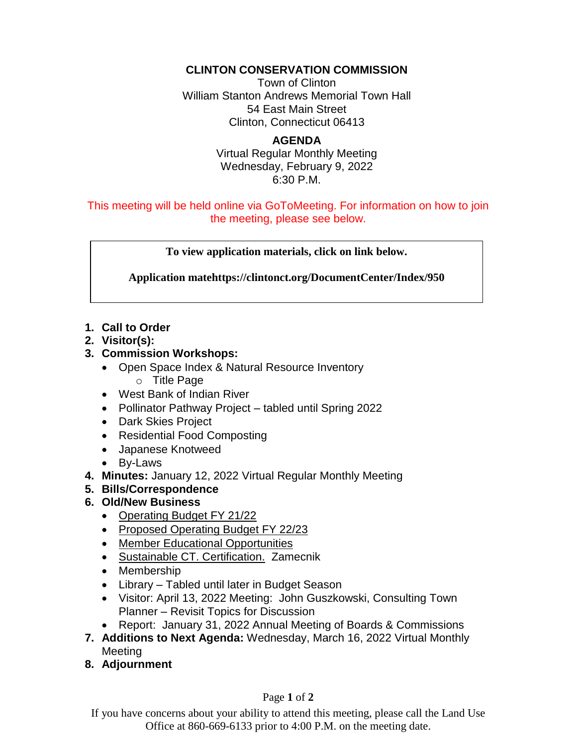# CLINTON CONSERVATION COMMISSION

Town of Clinton
William Stanton Andrews Memorial Town Hall
54 East Main Street
Clinton, Connecticut 06413

## AGENDA

Virtual Regular Monthly Meeting
Wednesday, February 9, 2022
6:30 P.M.

This meeting will be held online via GoToMeeting. For information on how to join the meeting, please see below.

**To view application materials, click on link below.**

**Application matehttps://clintonct.org/DocumentCenter/Index/950**

1. **Call to Order**
2. **Visitor(s):**
3. **Commission Workshops:**
   - Open Space Index & Natural Resource Inventory
     - Title Page
   - West Bank of Indian River
   - Pollinator Pathway Project – tabled until Spring 2022
   - Dark Skies Project
   - Residential Food Composting
   - Japanese Knotweed
   - By-Laws
4. **Minutes:** January 12, 2022 Virtual Regular Monthly Meeting
5. **Bills/Correspondence**
6. **Old/New Business**
   - Operating Budget FY 21/22
   - Proposed Operating Budget FY 22/23
   - Member Educational Opportunities
   - Sustainable CT. Certification. Zamecnik
   - Membership
   - Library – Tabled until later in Budget Season
   - Visitor: April 13, 2022 Meeting: John Guszkowski, Consulting Town Planner – Revisit Topics for Discussion
   - Report: January 31, 2022 Annual Meeting of Boards & Commissions
7. **Additions to Next Agenda:** Wednesday, March 16, 2022 Virtual Monthly Meeting
8. **Adjournment**

If you have concerns about your ability to attend this meeting, please call the Land Use Office at 860-669-6133 prior to 4:00 P.M. on the meeting date.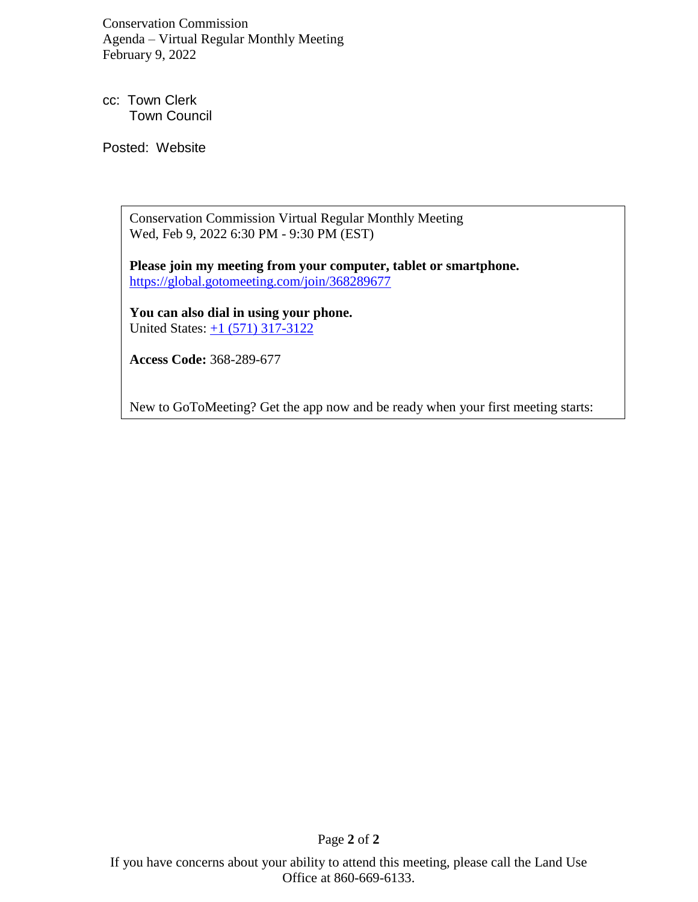cc: Town Clerk
Town Council

Posted: Website

Conservation Commission Virtual Regular Monthly Meeting
Wed, Feb 9, 2022 6:30 PM - 9:30 PM (EST)

**Please join my meeting from your computer, tablet or smartphone.**
https://global.gotomeeting.com/join/368289677

**You can also dial in using your phone.**
United States: +1 (571) 317-3122

**Access Code:** 368-289-677

New to GoToMeeting? Get the app now and be ready when your first meeting starts:

If you have concerns about your ability to attend this meeting, please call the Land Use Office at 860-669-6133.